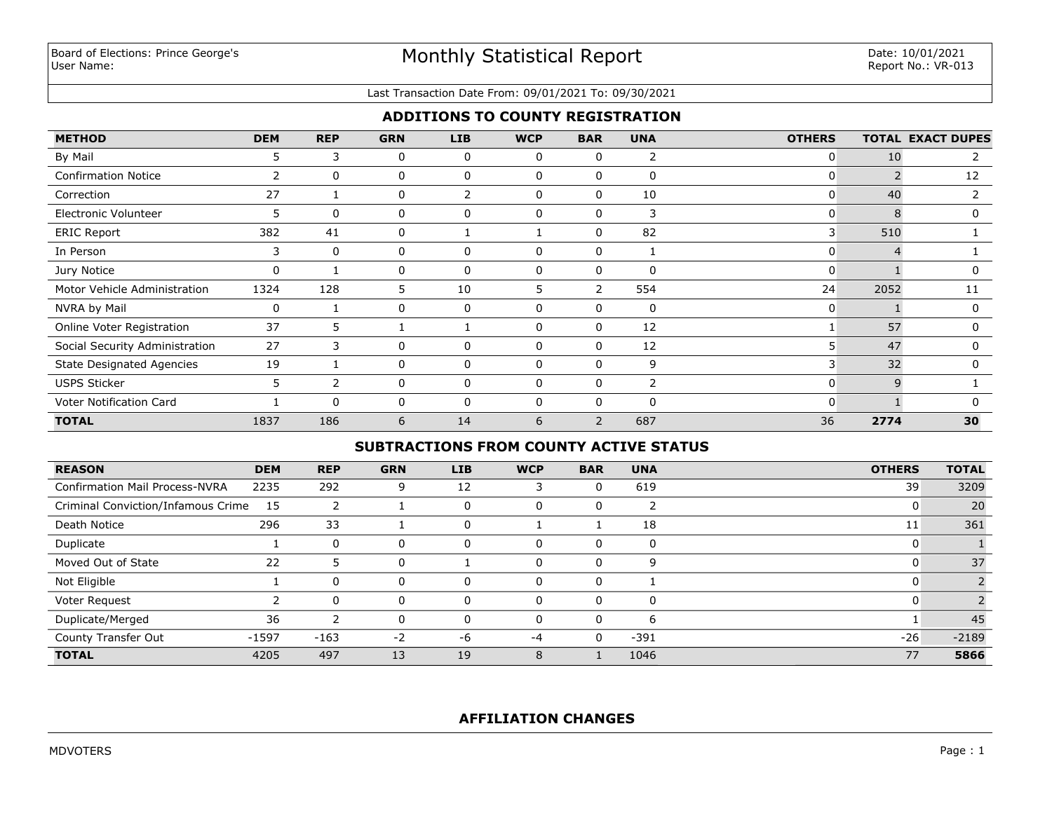Board of Elections: Prince George's
User Name:

# Monthly Statistical Report

Date: 10/01/2021
Report No.: VR-013

Last Transaction Date From: 09/01/2021 To: 09/30/2021

## ADDITIONS TO COUNTY REGISTRATION

| METHOD | DEM | REP | GRN | LIB | WCP | BAR | UNA | OTHERS | TOTAL | EXACT DUPES |
|---|---|---|---|---|---|---|---|---|---|---|
| By Mail | 5 | 3 | 0 | 0 | 0 | 0 | 2 | 0 | 10 | 2 |
| Confirmation Notice | 2 | 0 | 0 | 0 | 0 | 0 | 0 | 0 | 2 | 12 |
| Correction | 27 | 1 | 0 | 2 | 0 | 0 | 10 | 0 | 40 | 2 |
| Electronic Volunteer | 5 | 0 | 0 | 0 | 0 | 0 | 3 | 0 | 8 | 0 |
| ERIC Report | 382 | 41 | 0 | 1 | 1 | 0 | 82 | 3 | 510 | 1 |
| In Person | 3 | 0 | 0 | 0 | 0 | 0 | 1 | 0 | 4 | 1 |
| Jury Notice | 0 | 1 | 0 | 0 | 0 | 0 | 0 | 0 | 1 | 0 |
| Motor Vehicle Administration | 1324 | 128 | 5 | 10 | 5 | 2 | 554 | 24 | 2052 | 11 |
| NVRA by Mail | 0 | 1 | 0 | 0 | 0 | 0 | 0 | 0 | 1 | 0 |
| Online Voter Registration | 37 | 5 | 1 | 1 | 0 | 0 | 12 | 1 | 57 | 0 |
| Social Security Administration | 27 | 3 | 0 | 0 | 0 | 0 | 12 | 5 | 47 | 0 |
| State Designated Agencies | 19 | 1 | 0 | 0 | 0 | 0 | 9 | 3 | 32 | 0 |
| USPS Sticker | 5 | 2 | 0 | 0 | 0 | 0 | 2 | 0 | 9 | 1 |
| Voter Notification Card | 1 | 0 | 0 | 0 | 0 | 0 | 0 | 0 | 1 | 0 |
| **TOTAL** | 1837 | 186 | 6 | 14 | 6 | 2 | 687 | 36 | **2774** | **30** |

## SUBTRACTIONS FROM COUNTY ACTIVE STATUS

| REASON | DEM | REP | GRN | LIB | WCP | BAR | UNA | OTHERS | TOTAL |
|---|---|---|---|---|---|---|---|---|---|
| Confirmation Mail Process-NVRA | 2235 | 292 | 9 | 12 | 3 | 0 | 619 | 39 | 3209 |
| Criminal Conviction/Infamous Crime | 15 | 2 | 1 | 0 | 0 | 0 | 2 | 0 | 20 |
| Death Notice | 296 | 33 | 1 | 0 | 1 | 1 | 18 | 11 | 361 |
| Duplicate | 1 | 0 | 0 | 0 | 0 | 0 | 0 | 0 | 1 |
| Moved Out of State | 22 | 5 | 0 | 1 | 0 | 0 | 9 | 0 | 37 |
| Not Eligible | 1 | 0 | 0 | 0 | 0 | 0 | 1 | 0 | 2 |
| Voter Request | 2 | 0 | 0 | 0 | 0 | 0 | 0 | 0 | 2 |
| Duplicate/Merged | 36 | 2 | 0 | 0 | 0 | 0 | 6 | 1 | 45 |
| County Transfer Out | -1597 | -163 | -2 | -6 | -4 | 0 | -391 | -26 | -2189 |
| **TOTAL** | 4205 | 497 | 13 | 19 | 8 | 1 | 1046 | 77 | **5866** |

## AFFILIATION CHANGES

MDVOTERS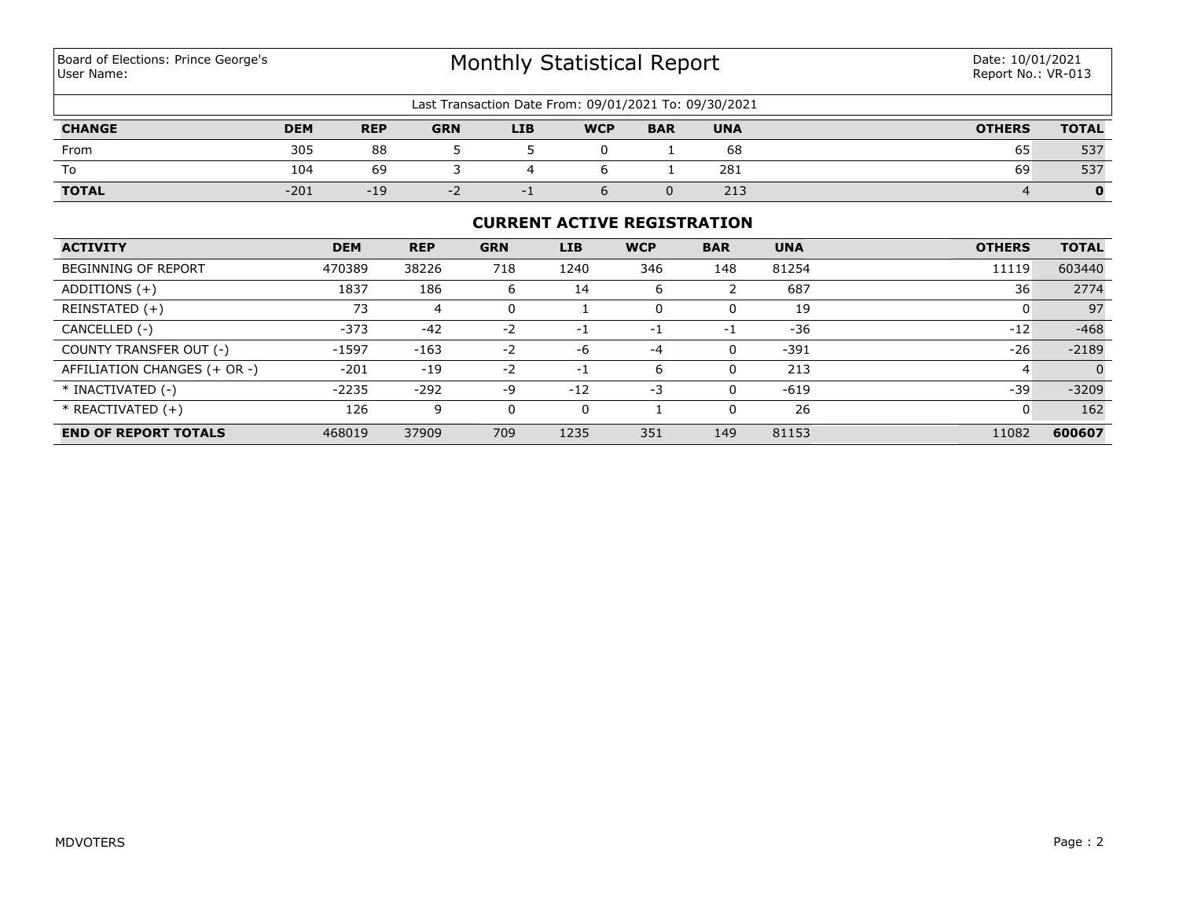Board of Elections: Prince George's
User Name:

# Monthly Statistical Report

Date: 10/01/2021
Report No.: VR-013

Last Transaction Date From: 09/01/2021 To: 09/30/2021

| CHANGE | DEM | REP | GRN | LIB | WCP | BAR | UNA | OTHERS | TOTAL |
|---|---|---|---|---|---|---|---|---|---|
| From | 305 | 88 | 5 | 5 | 0 | 1 | 68 | 65 | 537 |
| To | 104 | 69 | 3 | 4 | 6 | 1 | 281 | 69 | 537 |
| **TOTAL** | -201 | -19 | -2 | -1 | 6 | 0 | 213 | 4 | **0** |

## CURRENT ACTIVE REGISTRATION

| ACTIVITY | DEM | REP | GRN | LIB | WCP | BAR | UNA | OTHERS | TOTAL |
|---|---|---|---|---|---|---|---|---|---|
| BEGINNING OF REPORT | 470389 | 38226 | 718 | 1240 | 346 | 148 | 81254 | 11119 | 603440 |
| ADDITIONS (+) | 1837 | 186 | 6 | 14 | 6 | 2 | 687 | 36 | 2774 |
| REINSTATED (+) | 73 | 4 | 0 | 1 | 0 | 0 | 19 | 0 | 97 |
| CANCELLED (-) | -373 | -42 | -2 | -1 | -1 | -1 | -36 | -12 | -468 |
| COUNTY TRANSFER OUT (-) | -1597 | -163 | -2 | -6 | -4 | 0 | -391 | -26 | -2189 |
| AFFILIATION CHANGES (+ OR -) | -201 | -19 | -2 | -1 | 6 | 0 | 213 | 4 | 0 |
| * INACTIVATED (-) | -2235 | -292 | -9 | -12 | -3 | 0 | -619 | -39 | -3209 |
| * REACTIVATED (+) | 126 | 9 | 0 | 0 | 1 | 0 | 26 | 0 | 162 |
| **END OF REPORT TOTALS** | 468019 | 37909 | 709 | 1235 | 351 | 149 | 81153 | 11082 | **600607** |

MDVOTERS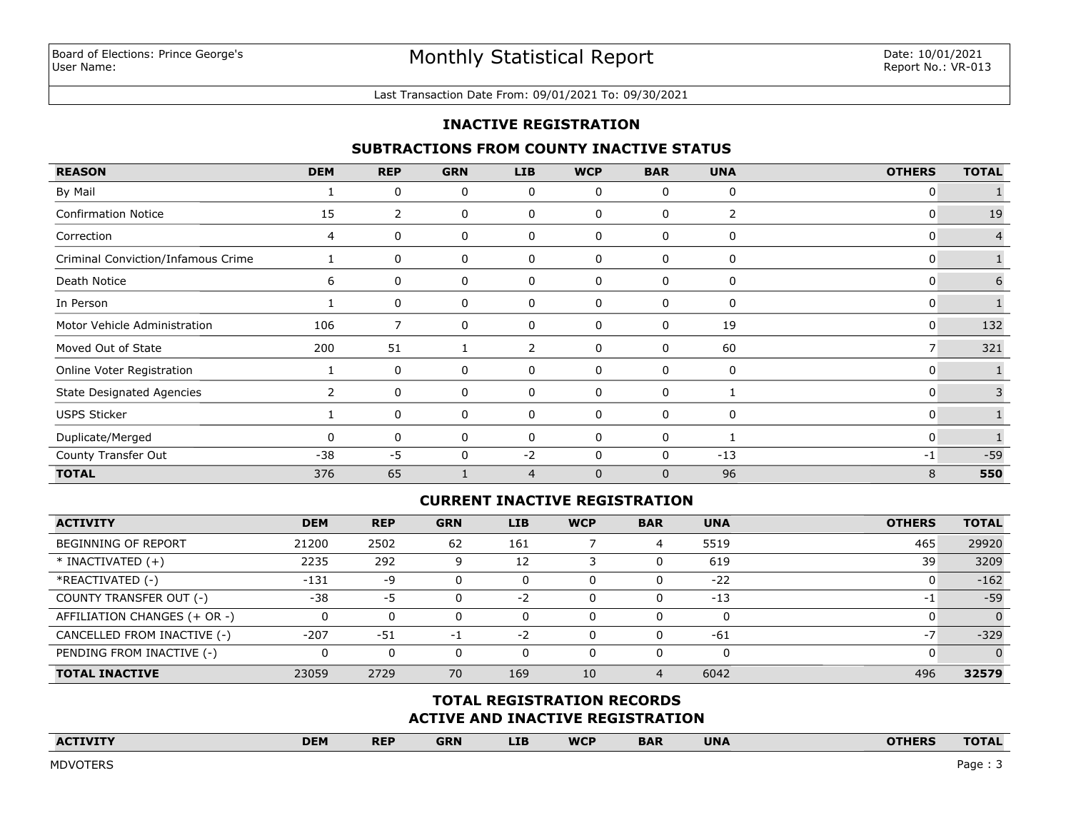Board of Elections: Prince George's
User Name:

# Monthly Statistical Report

Date: 10/01/2021
Report No.: VR-013

Last Transaction Date From: 09/01/2021 To: 09/30/2021

## INACTIVE REGISTRATION

### SUBTRACTIONS FROM COUNTY INACTIVE STATUS

| REASON | DEM | REP | GRN | LIB | WCP | BAR | UNA | OTHERS | TOTAL |
|---|---|---|---|---|---|---|---|---|---|
| By Mail | 1 | 0 | 0 | 0 | 0 | 0 | 0 | 0 | 1 |
| Confirmation Notice | 15 | 2 | 0 | 0 | 0 | 0 | 2 | 0 | 19 |
| Correction | 4 | 0 | 0 | 0 | 0 | 0 | 0 | 0 | 4 |
| Criminal Conviction/Infamous Crime | 1 | 0 | 0 | 0 | 0 | 0 | 0 | 0 | 1 |
| Death Notice | 6 | 0 | 0 | 0 | 0 | 0 | 0 | 0 | 6 |
| In Person | 1 | 0 | 0 | 0 | 0 | 0 | 0 | 0 | 1 |
| Motor Vehicle Administration | 106 | 7 | 0 | 0 | 0 | 0 | 19 | 0 | 132 |
| Moved Out of State | 200 | 51 | 1 | 2 | 0 | 0 | 60 | 7 | 321 |
| Online Voter Registration | 1 | 0 | 0 | 0 | 0 | 0 | 0 | 0 | 1 |
| State Designated Agencies | 2 | 0 | 0 | 0 | 0 | 0 | 1 | 0 | 3 |
| USPS Sticker | 1 | 0 | 0 | 0 | 0 | 0 | 0 | 0 | 1 |
| Duplicate/Merged | 0 | 0 | 0 | 0 | 0 | 0 | 1 | 0 | 1 |
| County Transfer Out | -38 | -5 | 0 | -2 | 0 | 0 | -13 | -1 | -59 |
| **TOTAL** | 376 | 65 | 1 | 4 | 0 | 0 | 96 | 8 | **550** |

### CURRENT INACTIVE REGISTRATION

| ACTIVITY | DEM | REP | GRN | LIB | WCP | BAR | UNA | OTHERS | TOTAL |
|---|---|---|---|---|---|---|---|---|---|
| BEGINNING OF REPORT | 21200 | 2502 | 62 | 161 | 7 | 4 | 5519 | 465 | 29920 |
| * INACTIVATED (+) | 2235 | 292 | 9 | 12 | 3 | 0 | 619 | 39 | 3209 |
| *REACTIVATED (-) | -131 | -9 | 0 | 0 | 0 | 0 | -22 | 0 | -162 |
| COUNTY TRANSFER OUT (-) | -38 | -5 | 0 | -2 | 0 | 0 | -13 | -1 | -59 |
| AFFILIATION CHANGES (+ OR -) | 0 | 0 | 0 | 0 | 0 | 0 | 0 | 0 | 0 |
| CANCELLED FROM INACTIVE (-) | -207 | -51 | -1 | -2 | 0 | 0 | -61 | -7 | -329 |
| PENDING FROM INACTIVE (-) | 0 | 0 | 0 | 0 | 0 | 0 | 0 | 0 | 0 |
| **TOTAL INACTIVE** | 23059 | 2729 | 70 | 169 | 10 | 4 | 6042 | 496 | **32579** |

### TOTAL REGISTRATION RECORDS
### ACTIVE AND INACTIVE REGISTRATION

| ACTIVITY | DEM | REP | GRN | LIB | WCP | BAR | UNA | OTHERS | TOTAL |
|---|---|---|---|---|---|---|---|---|---|

MDVOTERS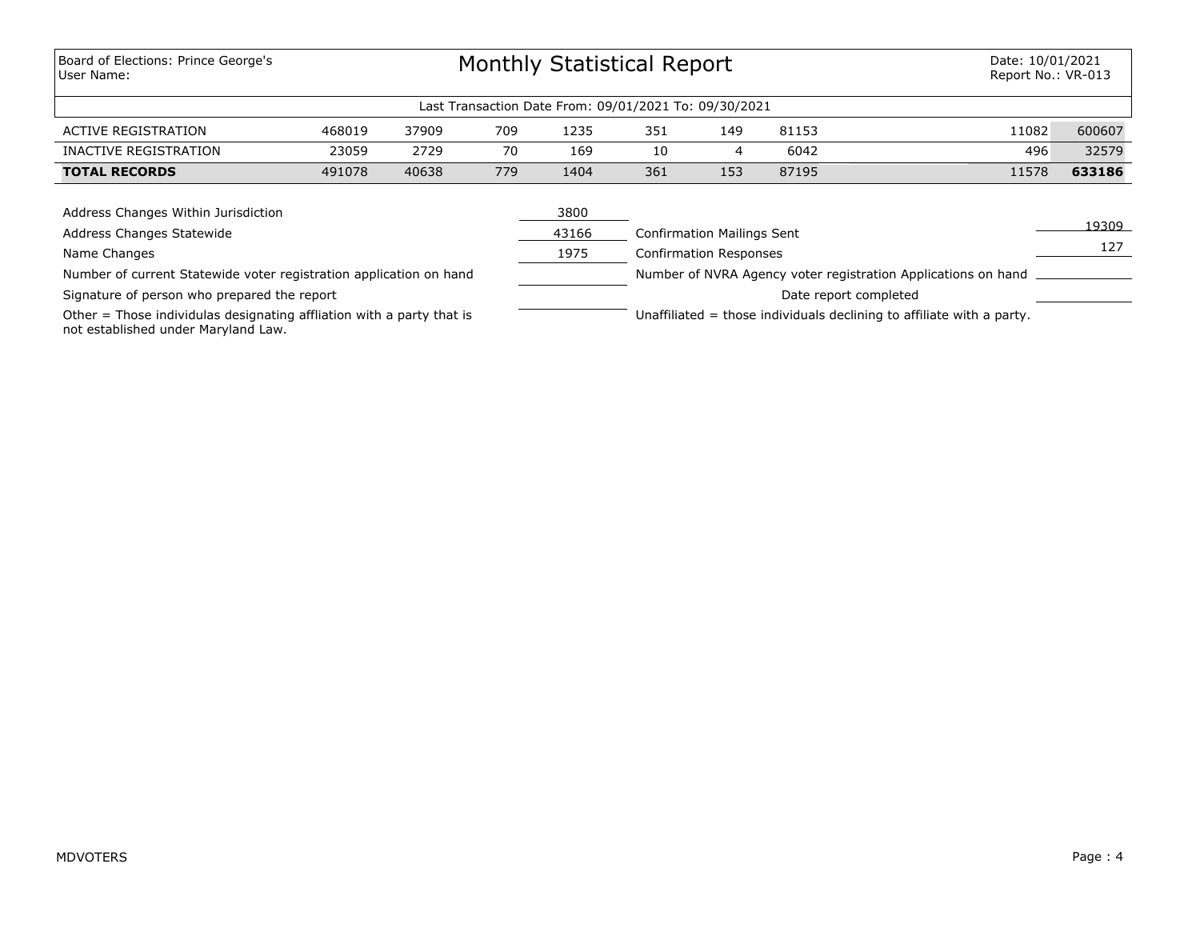Board of Elections: Prince George's
User Name:

# Monthly Statistical Report

Date: 10/01/2021
Report No.: VR-013

Last Transaction Date From: 09/01/2021 To: 09/30/2021

| | | | | | | | | | | |
|---|---|---|---|---|---|---|---|---|---|---|
| ACTIVE REGISTRATION | 468019 | 37909 | 709 | 1235 | 351 | 149 | 81153 | | 11082 | 600607 |
| INACTIVE REGISTRATION | 23059 | 2729 | 70 | 169 | 10 | 4 | 6042 | | 496 | 32579 |
| **TOTAL RECORDS** | 491078 | 40638 | 779 | 1404 | 361 | 153 | 87195 | | 11578 | **633186** |

| | | | |
|---|---|---|---|
| Address Changes Within Jurisdiction | 3800 | | |
| Address Changes Statewide | 43166 | Confirmation Mailings Sent | 19309 |
| Name Changes | 1975 | Confirmation Responses | 127 |
| Number of current Statewide voter registration application on hand | | Number of NVRA Agency voter registration Applications on hand | |
| Signature of person who prepared the report | | Date report completed | |

Other = Those individulas designating affliation with a party that is not established under Maryland Law.

Unaffiliated = those individuals declining to affiliate with a party.

MDVOTERS